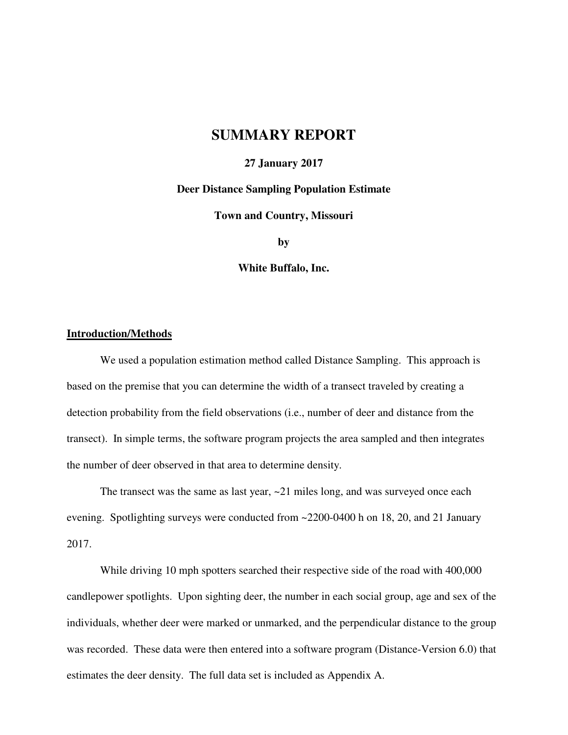# SUMMARY REPORT

**27 January 2017**

**Deer Distance Sampling Population Estimate**

**Town and Country, Missouri**

**by**

**White Buffalo, Inc.**

## Introduction/Methods

We used a population estimation method called Distance Sampling. This approach is based on the premise that you can determine the width of a transect traveled by creating a detection probability from the field observations (i.e., number of deer and distance from the transect). In simple terms, the software program projects the area sampled and then integrates the number of deer observed in that area to determine density.

The transect was the same as last year, ~21 miles long, and was surveyed once each evening. Spotlighting surveys were conducted from ~2200-0400 h on 18, 20, and 21 January 2017.

While driving 10 mph spotters searched their respective side of the road with 400,000 candlepower spotlights. Upon sighting deer, the number in each social group, age and sex of the individuals, whether deer were marked or unmarked, and the perpendicular distance to the group was recorded. These data were then entered into a software program (Distance-Version 6.0) that estimates the deer density. The full data set is included as Appendix A.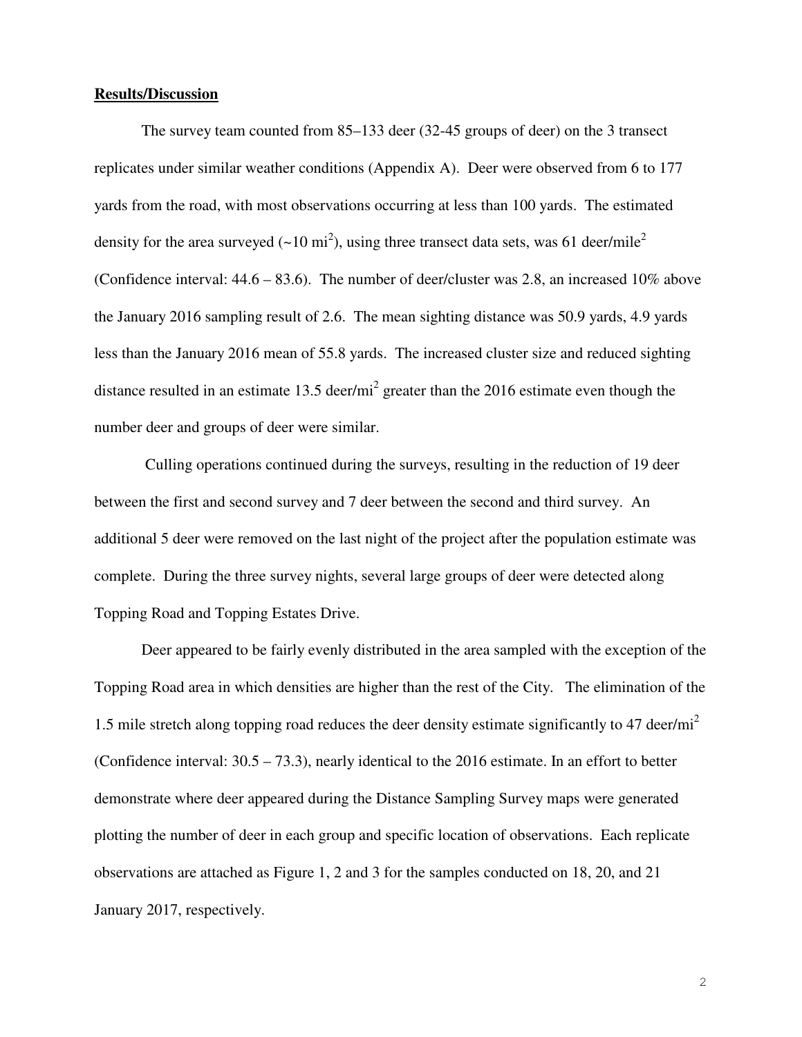**Results/Discussion**

The survey team counted from 85–133 deer (32-45 groups of deer) on the 3 transect replicates under similar weather conditions (Appendix A). Deer were observed from 6 to 177 yards from the road, with most observations occurring at less than 100 yards. The estimated density for the area surveyed (~10 mi$^2$), using three transect data sets, was 61 deer/mile$^2$ (Confidence interval: 44.6 – 83.6). The number of deer/cluster was 2.8, an increased 10% above the January 2016 sampling result of 2.6. The mean sighting distance was 50.9 yards, 4.9 yards less than the January 2016 mean of 55.8 yards. The increased cluster size and reduced sighting distance resulted in an estimate 13.5 deer/mi$^2$ greater than the 2016 estimate even though the number deer and groups of deer were similar.

Culling operations continued during the surveys, resulting in the reduction of 19 deer between the first and second survey and 7 deer between the second and third survey. An additional 5 deer were removed on the last night of the project after the population estimate was complete. During the three survey nights, several large groups of deer were detected along Topping Road and Topping Estates Drive.

Deer appeared to be fairly evenly distributed in the area sampled with the exception of the Topping Road area in which densities are higher than the rest of the City. The elimination of the 1.5 mile stretch along topping road reduces the deer density estimate significantly to 47 deer/mi$^2$ (Confidence interval: 30.5 – 73.3), nearly identical to the 2016 estimate. In an effort to better demonstrate where deer appeared during the Distance Sampling Survey maps were generated plotting the number of deer in each group and specific location of observations. Each replicate observations are attached as Figure 1, 2 and 3 for the samples conducted on 18, 20, and 21 January 2017, respectively.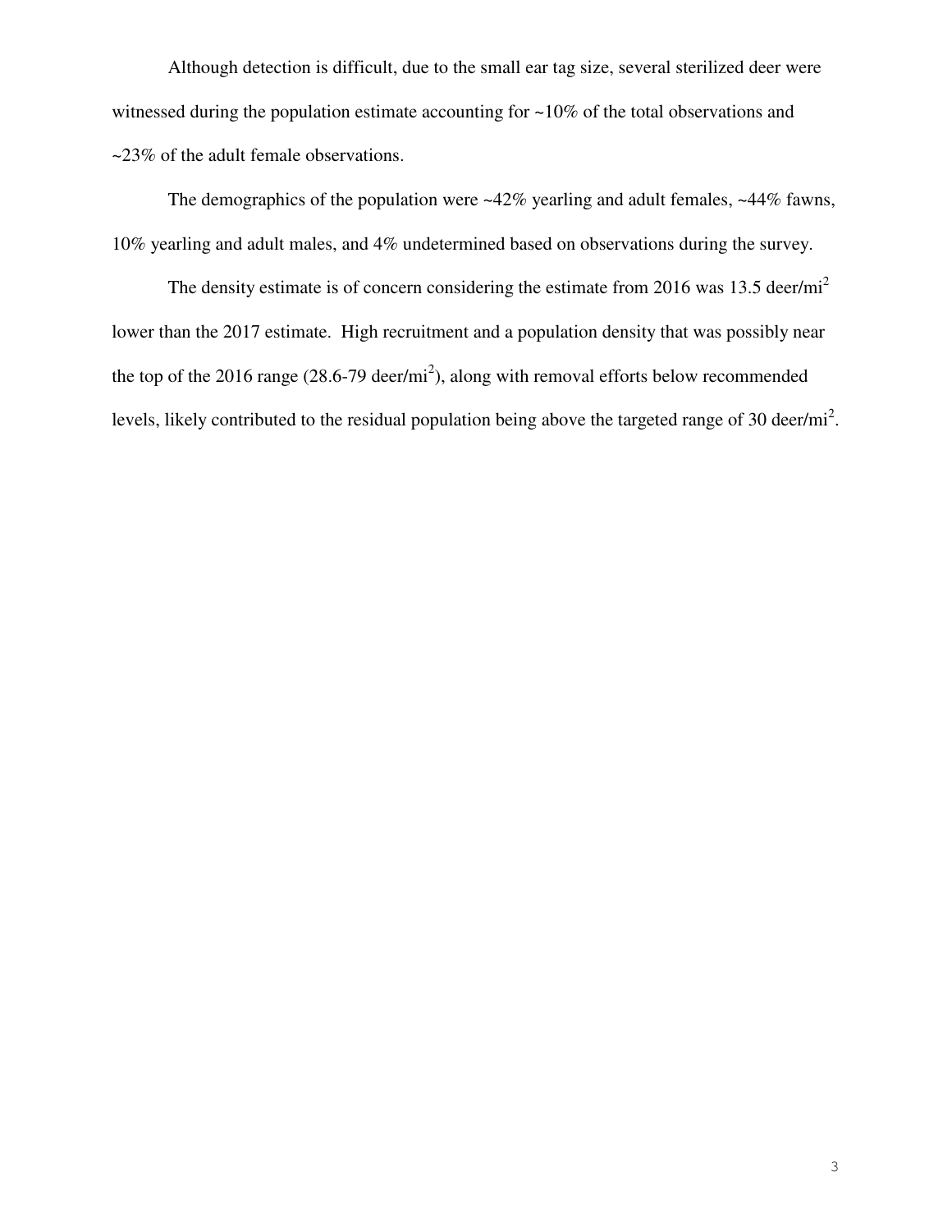Although detection is difficult, due to the small ear tag size, several sterilized deer were witnessed during the population estimate accounting for ~10% of the total observations and ~23% of the adult female observations.

The demographics of the population were ~42% yearling and adult females, ~44% fawns, 10% yearling and adult males, and 4% undetermined based on observations during the survey.

The density estimate is of concern considering the estimate from 2016 was 13.5 deer/$mi^2$ lower than the 2017 estimate. High recruitment and a population density that was possibly near the top of the 2016 range (28.6-79 deer/$mi^2$), along with removal efforts below recommended levels, likely contributed to the residual population being above the targeted range of 30 deer/$mi^2$.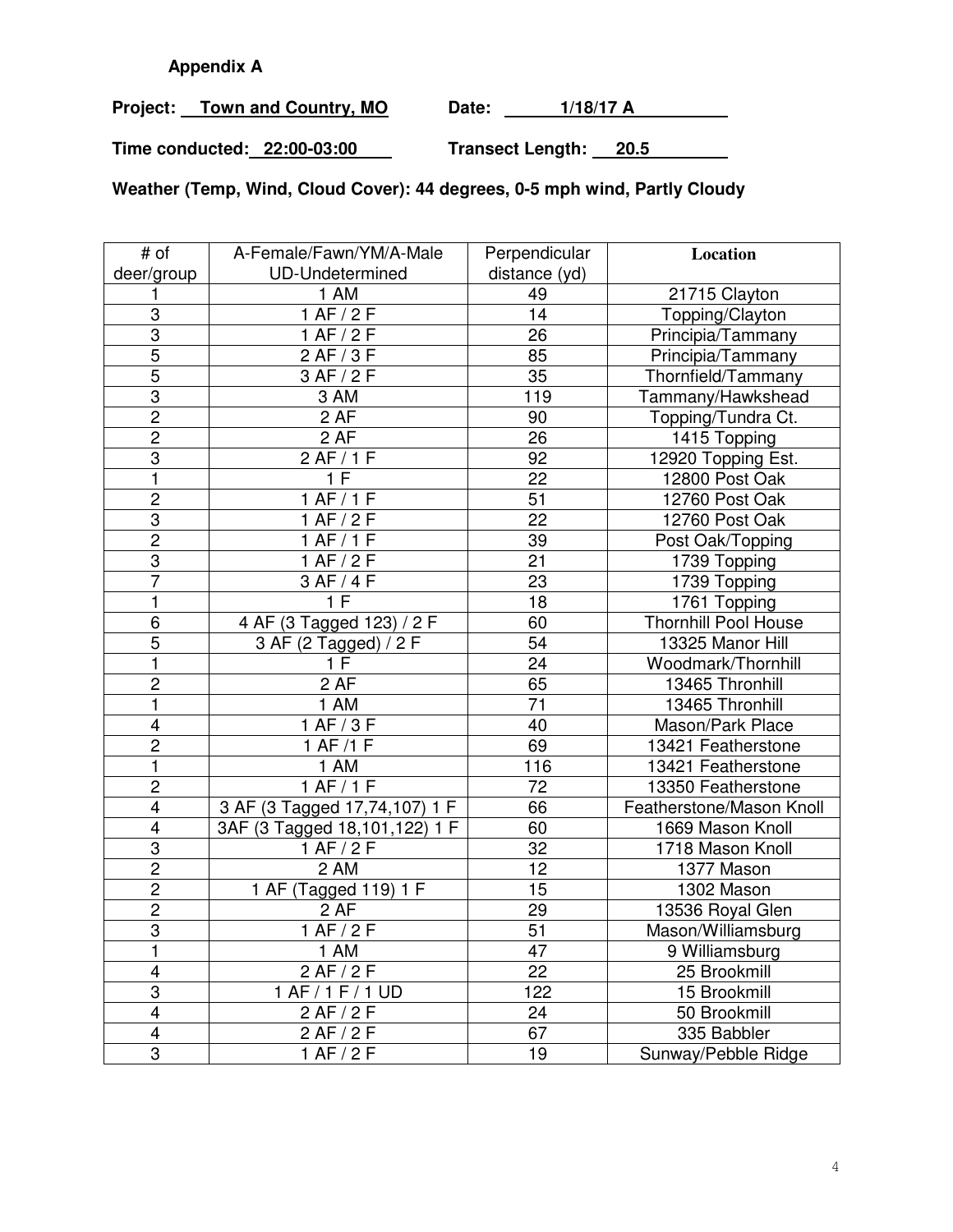**Appendix A**

**Project: Town and Country, MO** **Date: 1/18/17 A**

**Time conducted: 22:00-03:00** **Transect Length: 20.5**

**Weather (Temp, Wind, Cloud Cover): 44 degrees, 0-5 mph wind, Partly Cloudy**

| # of deer/group | A-Female/Fawn/YM/A-Male UD-Undetermined | Perpendicular distance (yd) | Location |
|---|---|---|---|
| 1 | 1 AM | 49 | 21715 Clayton |
| 3 | 1 AF / 2 F | 14 | Topping/Clayton |
| 3 | 1 AF / 2 F | 26 | Principia/Tammany |
| 5 | 2 AF / 3 F | 85 | Principia/Tammany |
| 5 | 3 AF / 2 F | 35 | Thornfield/Tammany |
| 3 | 3 AM | 119 | Tammany/Hawkshead |
| 2 | 2 AF | 90 | Topping/Tundra Ct. |
| 2 | 2 AF | 26 | 1415 Topping |
| 3 | 2 AF / 1 F | 92 | 12920 Topping Est. |
| 1 | 1 F | 22 | 12800 Post Oak |
| 2 | 1 AF / 1 F | 51 | 12760 Post Oak |
| 3 | 1 AF / 2 F | 22 | 12760 Post Oak |
| 2 | 1 AF / 1 F | 39 | Post Oak/Topping |
| 3 | 1 AF / 2 F | 21 | 1739 Topping |
| 7 | 3 AF / 4 F | 23 | 1739 Topping |
| 1 | 1 F | 18 | 1761 Topping |
| 6 | 4 AF (3 Tagged 123) / 2 F | 60 | Thornhill Pool House |
| 5 | 3 AF (2 Tagged) / 2 F | 54 | 13325 Manor Hill |
| 1 | 1 F | 24 | Woodmark/Thornhill |
| 2 | 2 AF | 65 | 13465 Thronhill |
| 1 | 1 AM | 71 | 13465 Thronhill |
| 4 | 1 AF / 3 F | 40 | Mason/Park Place |
| 2 | 1 AF /1 F | 69 | 13421 Featherstone |
| 1 | 1 AM | 116 | 13421 Featherstone |
| 2 | 1 AF / 1 F | 72 | 13350 Featherstone |
| 4 | 3 AF (3 Tagged 17,74,107) 1 F | 66 | Featherstone/Mason Knoll |
| 4 | 3AF (3 Tagged 18,101,122) 1 F | 60 | 1669 Mason Knoll |
| 3 | 1 AF / 2 F | 32 | 1718 Mason Knoll |
| 2 | 2 AM | 12 | 1377 Mason |
| 2 | 1 AF (Tagged 119) 1 F | 15 | 1302 Mason |
| 2 | 2 AF | 29 | 13536 Royal Glen |
| 3 | 1 AF / 2 F | 51 | Mason/Williamsburg |
| 1 | 1 AM | 47 | 9 Williamsburg |
| 4 | 2 AF / 2 F | 22 | 25 Brookmill |
| 3 | 1 AF / 1 F / 1 UD | 122 | 15 Brookmill |
| 4 | 2 AF / 2 F | 24 | 50 Brookmill |
| 4 | 2 AF / 2 F | 67 | 335 Babbler |
| 3 | 1 AF / 2 F | 19 | Sunway/Pebble Ridge |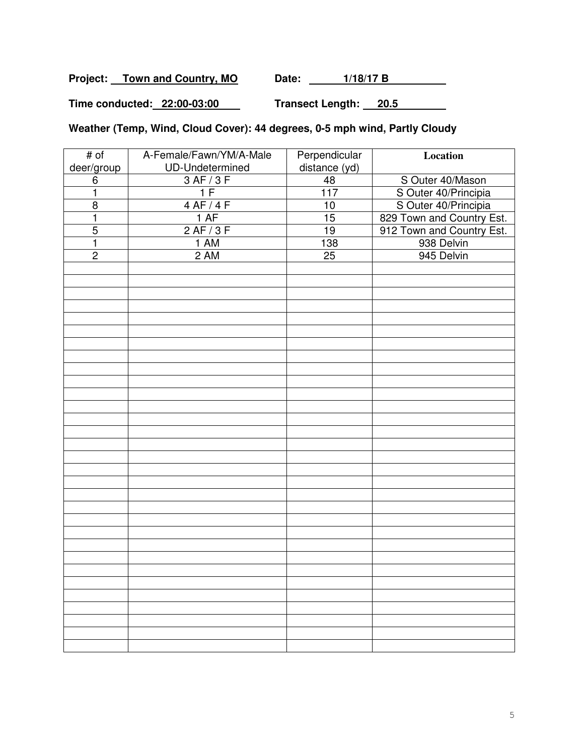**Project:** Town and Country, MO **Date:** 1/18/17 B

**Time conducted:** 22:00-03:00 **Transect Length:** 20.5

**Weather (Temp, Wind, Cloud Cover): 44 degrees, 0-5 mph wind, Partly Cloudy**

| # of deer/group | A-Female/Fawn/YM/A-Male UD-Undetermined | Perpendicular distance (yd) | Location |
|---|---|---|---|
| 6 | 3 AF / 3 F | 48 | S Outer 40/Mason |
| 1 | 1 F | 117 | S Outer 40/Principia |
| 8 | 4 AF / 4 F | 10 | S Outer 40/Principia |
| 1 | 1 AF | 15 | 829 Town and Country Est. |
| 5 | 2 AF / 3 F | 19 | 912 Town and Country Est. |
| 1 | 1 AM | 138 | 938 Delvin |
| 2 | 2 AM | 25 | 945 Delvin |
| | | | |
| | | | |
| | | | |
| | | | |
| | | | |
| | | | |
| | | | |
| | | | |
| | | | |
| | | | |
| | | | |
| | | | |
| | | | |
| | | | |
| | | | |
| | | | |
| | | | |
| | | | |
| | | | |
| | | | |
| | | | |
| | | | |
| | | | |
| | | | |
| | | | |
| | | | |
| | | | |
| | | | |
| | | | |
| | | | |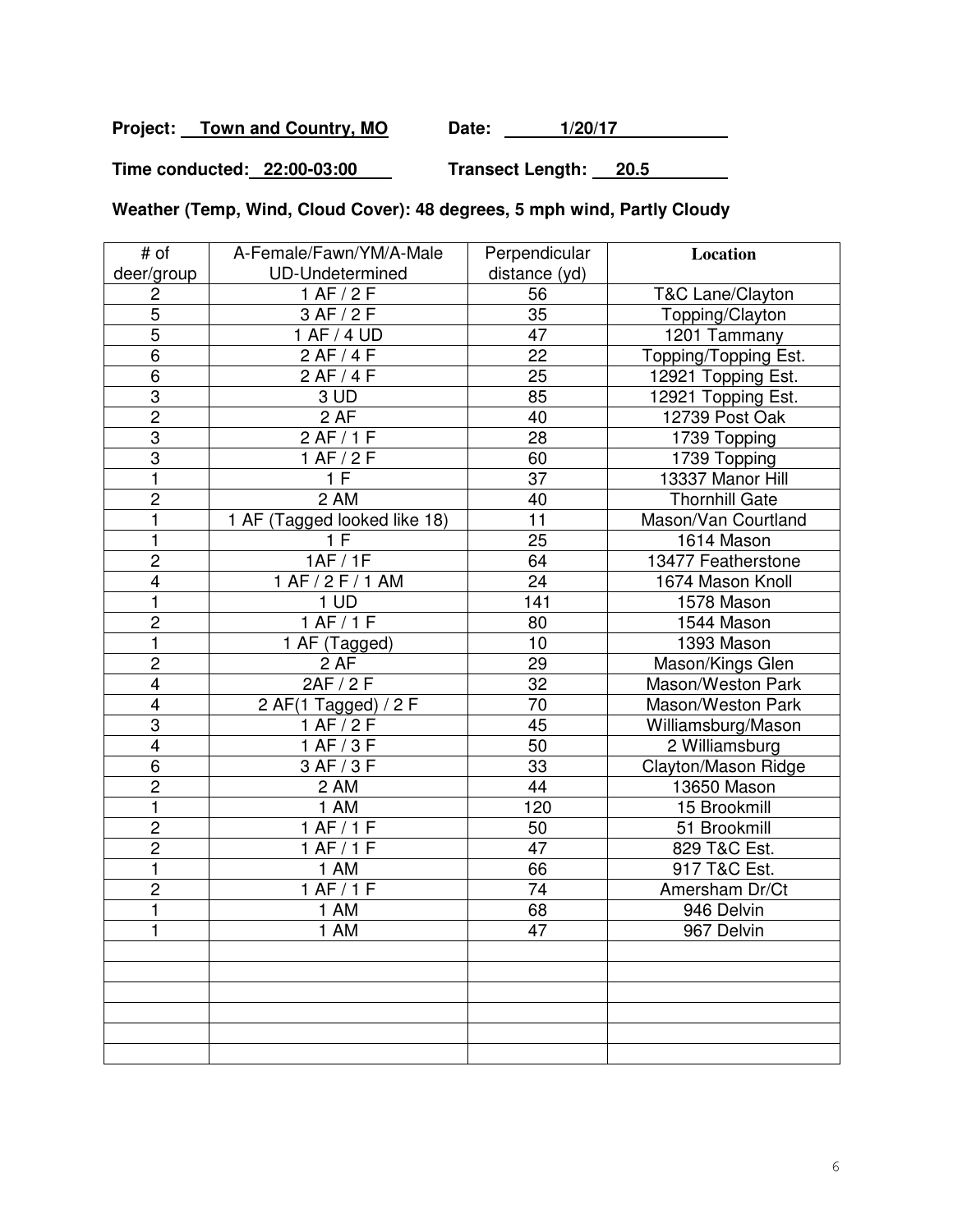**Project: Town and Country, MO** **Date: 1/20/17**

**Time conducted: 22:00-03:00** **Transect Length: 20.5**

**Weather (Temp, Wind, Cloud Cover): 48 degrees, 5 mph wind, Partly Cloudy**

| # of deer/group | A-Female/Fawn/YM/A-Male UD-Undetermined | Perpendicular distance (yd) | **Location** |
|---|---|---|---|
| 2 | 1 AF / 2 F | 56 | T&C Lane/Clayton |
| 5 | 3 AF / 2 F | 35 | Topping/Clayton |
| 5 | 1 AF / 4 UD | 47 | 1201 Tammany |
| 6 | 2 AF / 4 F | 22 | Topping/Topping Est. |
| 6 | 2 AF / 4 F | 25 | 12921 Topping Est. |
| 3 | 3 UD | 85 | 12921 Topping Est. |
| 2 | 2 AF | 40 | 12739 Post Oak |
| 3 | 2 AF / 1 F | 28 | 1739 Topping |
| 3 | 1 AF / 2 F | 60 | 1739 Topping |
| 1 | 1 F | 37 | 13337 Manor Hill |
| 2 | 2 AM | 40 | Thornhill Gate |
| 1 | 1 AF (Tagged looked like 18) | 11 | Mason/Van Courtland |
| 1 | 1 F | 25 | 1614 Mason |
| 2 | 1AF / 1F | 64 | 13477 Featherstone |
| 4 | 1 AF / 2 F / 1 AM | 24 | 1674 Mason Knoll |
| 1 | 1 UD | 141 | 1578 Mason |
| 2 | 1 AF / 1 F | 80 | 1544 Mason |
| 1 | 1 AF (Tagged) | 10 | 1393 Mason |
| 2 | 2 AF | 29 | Mason/Kings Glen |
| 4 | 2AF / 2 F | 32 | Mason/Weston Park |
| 4 | 2 AF(1 Tagged) / 2 F | 70 | Mason/Weston Park |
| 3 | 1 AF / 2 F | 45 | Williamsburg/Mason |
| 4 | 1 AF / 3 F | 50 | 2 Williamsburg |
| 6 | 3 AF / 3 F | 33 | Clayton/Mason Ridge |
| 2 | 2 AM | 44 | 13650 Mason |
| 1 | 1 AM | 120 | 15 Brookmill |
| 2 | 1 AF / 1 F | 50 | 51 Brookmill |
| 2 | 1 AF / 1 F | 47 | 829 T&C Est. |
| 1 | 1 AM | 66 | 917 T&C Est. |
| 2 | 1 AF / 1 F | 74 | Amersham Dr/Ct |
| 1 | 1 AM | 68 | 946 Delvin |
| 1 | 1 AM | 47 | 967 Delvin |
| | | | |
| | | | |
| | | | |
| | | | |
| | | | |
| | | | |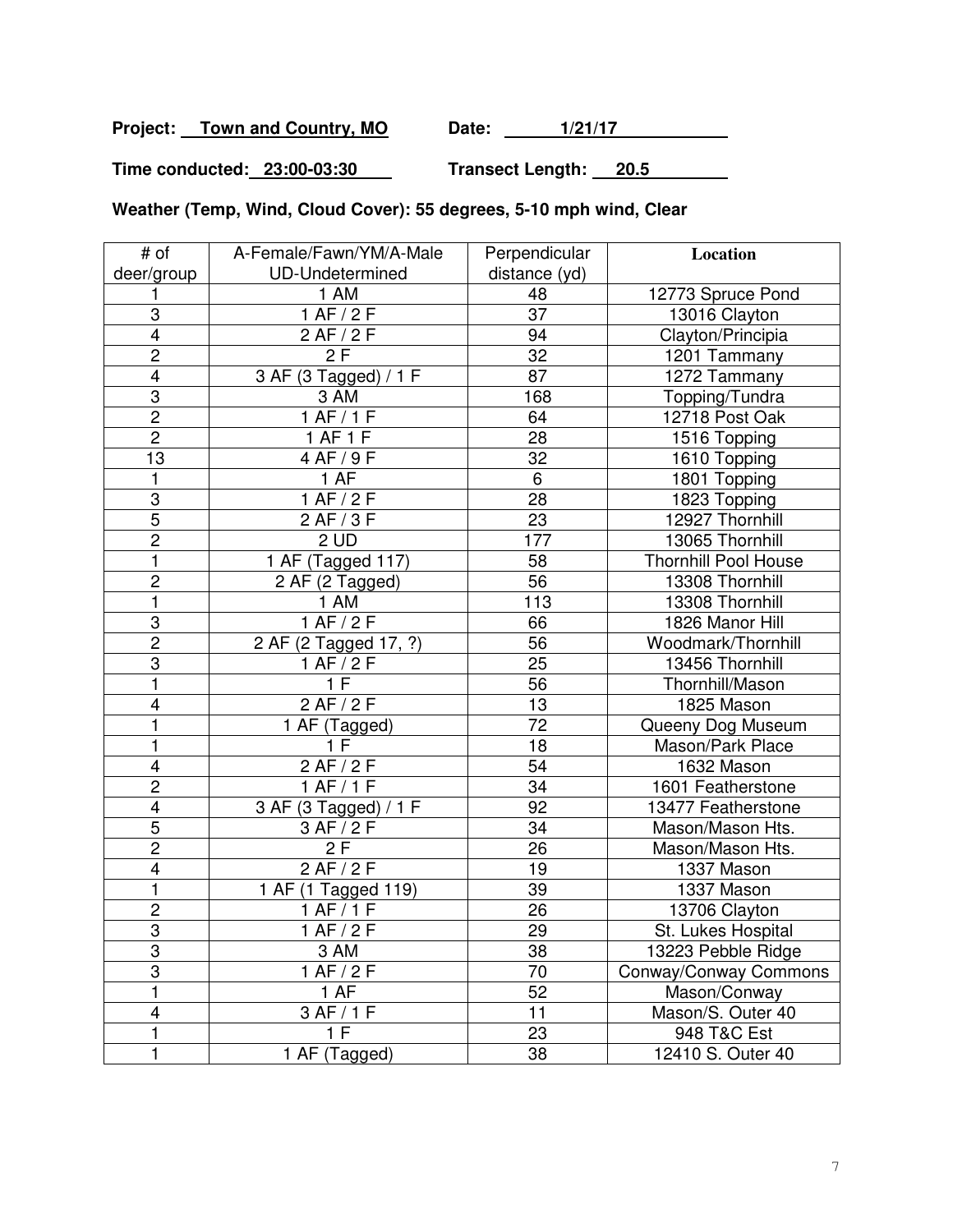**Project: Town and Country, MO** **Date: 1/21/17**

**Time conducted: 23:00-03:30** **Transect Length: 20.5**

**Weather (Temp, Wind, Cloud Cover): 55 degrees, 5-10 mph wind, Clear**

| # of deer/group | A-Female/Fawn/YM/A-Male UD-Undetermined | Perpendicular distance (yd) | **Location** |
|---|---|---|---|
| 1 | 1 AM | 48 | 12773 Spruce Pond |
| 3 | 1 AF / 2 F | 37 | 13016 Clayton |
| 4 | 2 AF / 2 F | 94 | Clayton/Principia |
| 2 | 2 F | 32 | 1201 Tammany |
| 4 | 3 AF (3 Tagged) / 1 F | 87 | 1272 Tammany |
| 3 | 3 AM | 168 | Topping/Tundra |
| 2 | 1 AF / 1 F | 64 | 12718 Post Oak |
| 2 | 1 AF 1 F | 28 | 1516 Topping |
| 13 | 4 AF / 9 F | 32 | 1610 Topping |
| 1 | 1 AF | 6 | 1801 Topping |
| 3 | 1 AF / 2 F | 28 | 1823 Topping |
| 5 | 2 AF / 3 F | 23 | 12927 Thornhill |
| 2 | 2 UD | 177 | 13065 Thornhill |
| 1 | 1 AF (Tagged 117) | 58 | Thornhill Pool House |
| 2 | 2 AF (2 Tagged) | 56 | 13308 Thornhill |
| 1 | 1 AM | 113 | 13308 Thornhill |
| 3 | 1 AF / 2 F | 66 | 1826 Manor Hill |
| 2 | 2 AF (2 Tagged 17, ?) | 56 | Woodmark/Thornhill |
| 3 | 1 AF / 2 F | 25 | 13456 Thornhill |
| 1 | 1 F | 56 | Thornhill/Mason |
| 4 | 2 AF / 2 F | 13 | 1825 Mason |
| 1 | 1 AF (Tagged) | 72 | Queeny Dog Museum |
| 1 | 1 F | 18 | Mason/Park Place |
| 4 | 2 AF / 2 F | 54 | 1632 Mason |
| 2 | 1 AF / 1 F | 34 | 1601 Featherstone |
| 4 | 3 AF (3 Tagged) / 1 F | 92 | 13477 Featherstone |
| 5 | 3 AF / 2 F | 34 | Mason/Mason Hts. |
| 2 | 2 F | 26 | Mason/Mason Hts. |
| 4 | 2 AF / 2 F | 19 | 1337 Mason |
| 1 | 1 AF (1 Tagged 119) | 39 | 1337 Mason |
| 2 | 1 AF / 1 F | 26 | 13706 Clayton |
| 3 | 1 AF / 2 F | 29 | St. Lukes Hospital |
| 3 | 3 AM | 38 | 13223 Pebble Ridge |
| 3 | 1 AF / 2 F | 70 | Conway/Conway Commons |
| 1 | 1 AF | 52 | Mason/Conway |
| 4 | 3 AF / 1 F | 11 | Mason/S. Outer 40 |
| 1 | 1 F | 23 | 948 T&C Est |
| 1 | 1 AF (Tagged) | 38 | 12410 S. Outer 40 |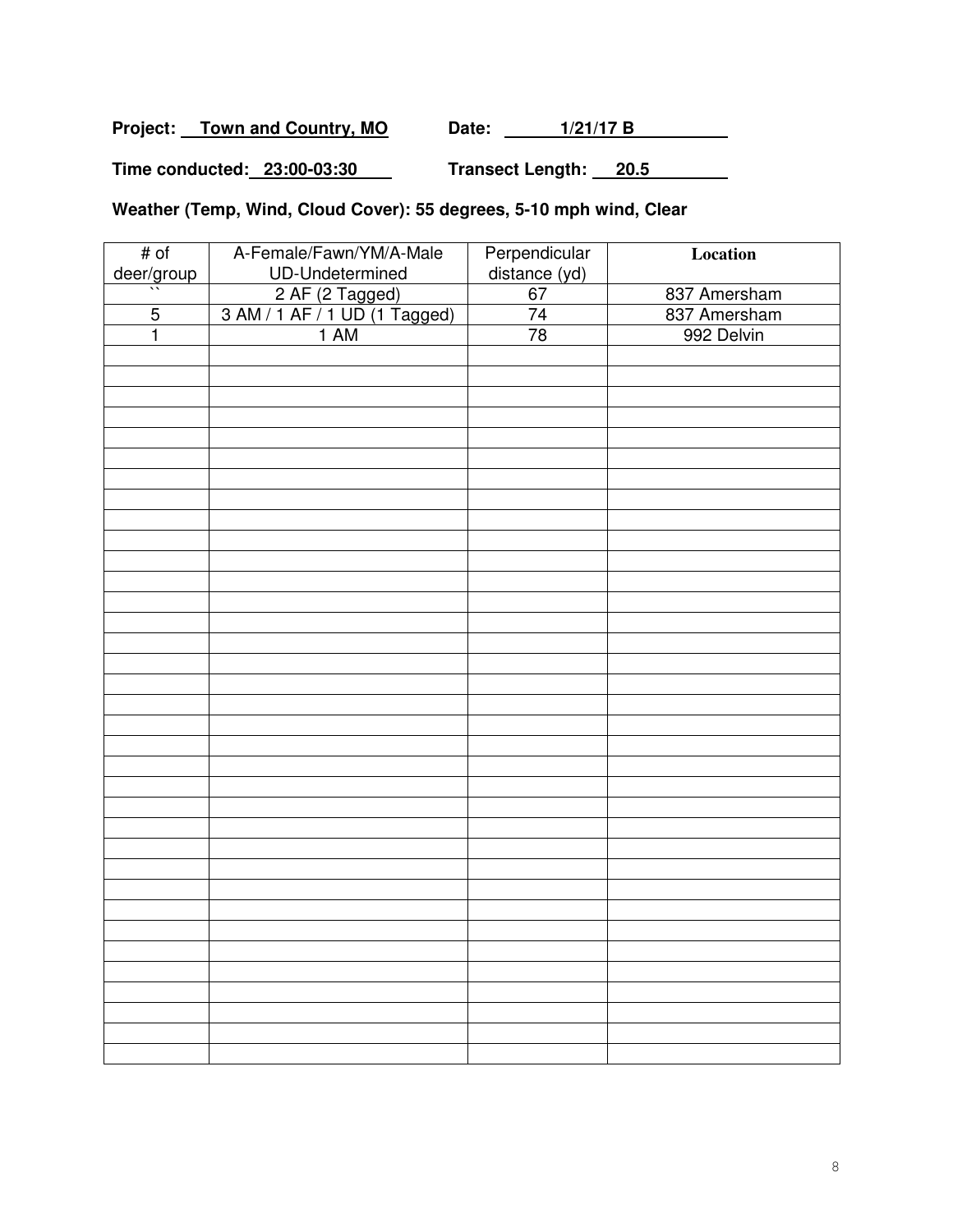**Project:** Town and Country, MO **Date:** 1/21/17 B

**Time conducted:** 23:00-03:30 **Transect Length:** 20.5

**Weather (Temp, Wind, Cloud Cover): 55 degrees, 5-10 mph wind, Clear**

| # of deer/group | A-Female/Fawn/YM/A-Male UD-Undetermined | Perpendicular distance (yd) | Location |
|---|---|---|---|
| `` | 2 AF (2 Tagged) | 67 | 837 Amersham |
| 5 | 3 AM / 1 AF / 1 UD (1 Tagged) | 74 | 837 Amersham |
| 1 | 1 AM | 78 | 992 Delvin |
| | | | |
| | | | |
| | | | |
| | | | |
| | | | |
| | | | |
| | | | |
| | | | |
| | | | |
| | | | |
| | | | |
| | | | |
| | | | |
| | | | |
| | | | |
| | | | |
| | | | |
| | | | |
| | | | |
| | | | |
| | | | |
| | | | |
| | | | |
| | | | |
| | | | |
| | | | |
| | | | |
| | | | |
| | | | |
| | | | |
| | | | |
| | | | |
| | | | |
| | | | |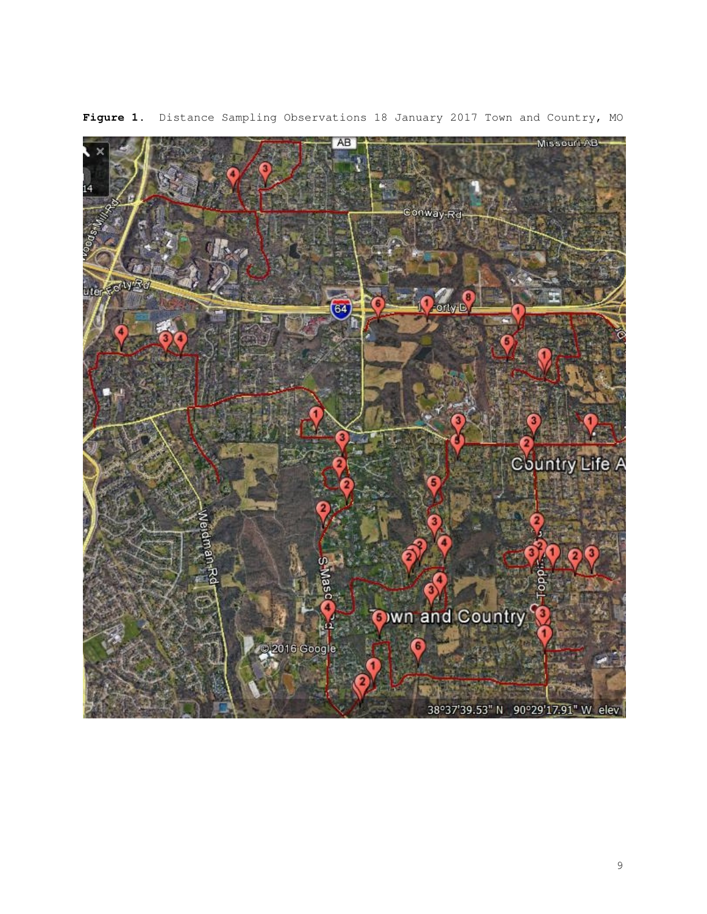**Figure 1.** Distance Sampling Observations 18 January 2017 Town and Country, MO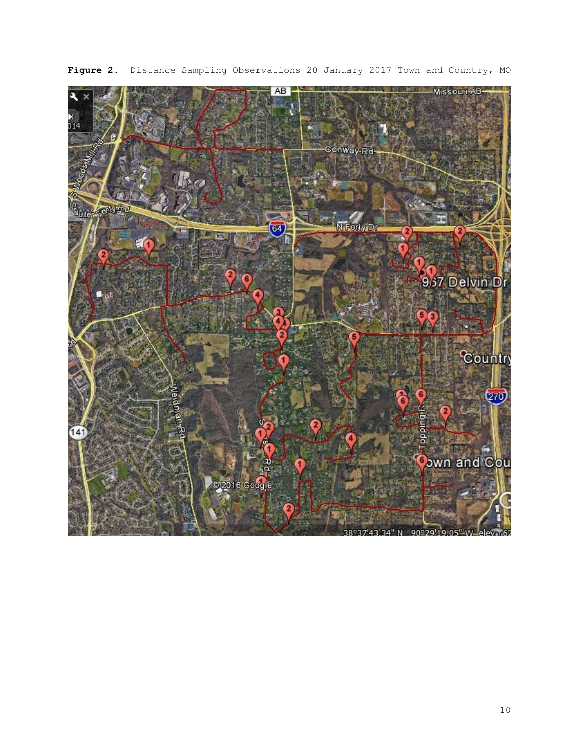**Figure 2.** Distance Sampling Observations 20 January 2017 Town and Country, MO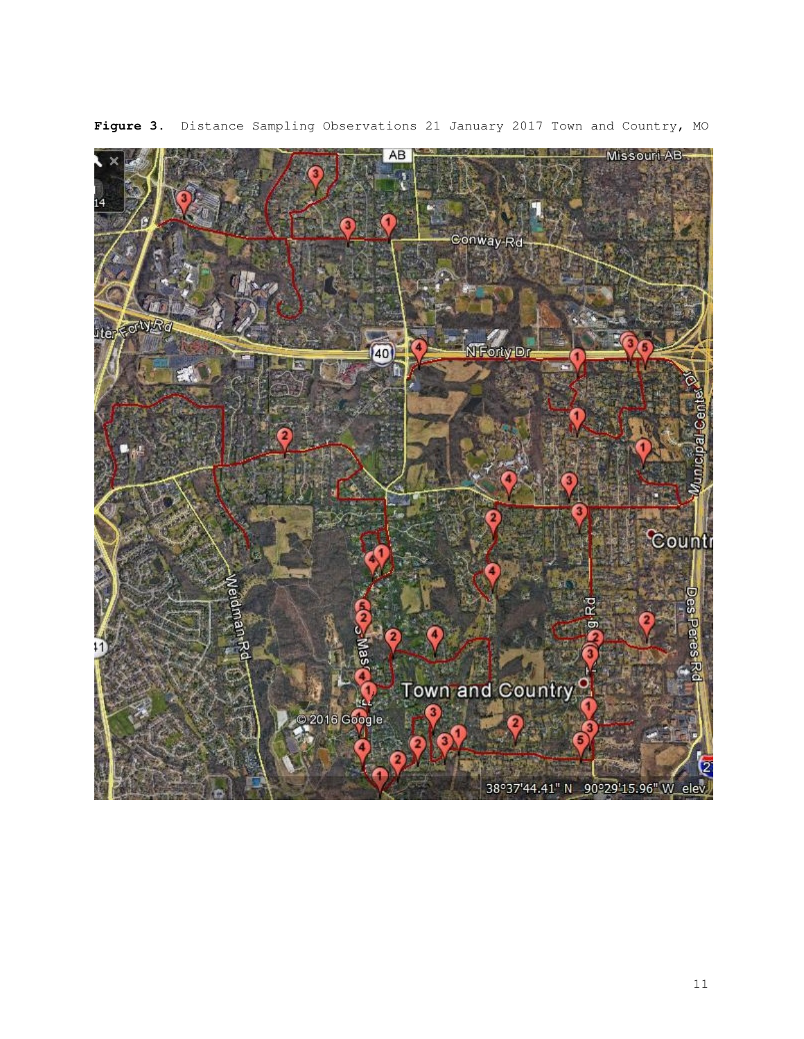**Figure 3.** Distance Sampling Observations 21 January 2017 Town and Country, MO